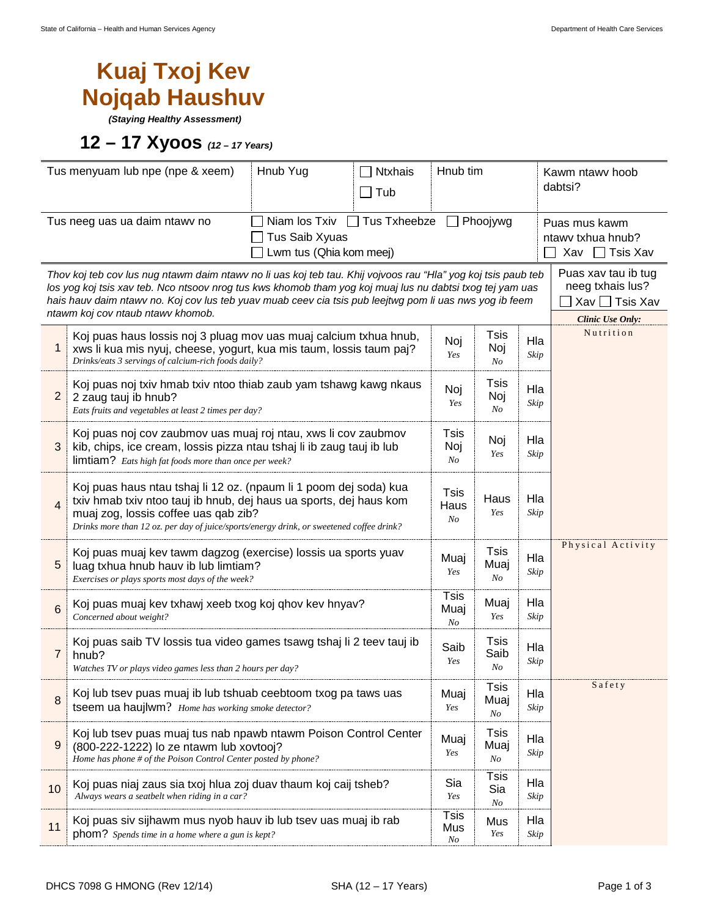# Kuaj Txoj Kev Nojqab Haushuv

*(Staying Healthy Assessment)*

## 12 – 17 Xyoos *(12 – 17 Years)*

| | | | | |
|---|---|---|---|---|
| Tus menyuam lub npe (npe & xeem) | Hnub Yug | ☐ Ntxhais ☐ Tub | Hnub tim | Kawm ntawv hoob dabtsi? |
| Tus neeg uas ua daim ntawv no | ☐ Niam los Txiv ☐ Tus Txheebze ☐ Phoojywg ☐ Tus Saib Xyuas ☐ Lwm tus (Qhia kom meej) | | | Puas mus kawm ntawv txhua hnub? ☐ Xav ☐ Tsis Xav |

*Thov koj teb cov lus nug ntawm daim ntawv no li uas koj teb tau. Khij vojvoos rau "Hla" yog koj tsis paub teb los yog koj tsis xav teb. Nco ntsoov nrog tus kws khomob tham yog koj muaj lus nu dabtsi txog tej yam uas hais hauv daim ntawv no. Koj cov lus teb yuav muab ceev cia tsis pub leejtwg pom li uas nws yog ib feem ntawm koj cov ntaub ntawv khomob.*

Puas xav tau ib tug neeg txhais lus? ☐ Xav ☐ Tsis Xav

| # | Question | | | | *Clinic Use Only:* |
|---|---|---|---|---|---|
| 1 | Koj puas haus lossis noj 3 pluag mov uas muaj calcium txhua hnub, xws li kua mis nyuj, cheese, yogurt, kua mis taum, lossis taum paj? *Drinks/eats 3 servings of calcium-rich foods daily?* | Noj *Yes* | Tsis Noj *No* | Hla *Skip* | Nutrition |
| 2 | Koj puas noj txiv hmab txiv ntoo thiab zaub yam tshawg kawg nkaus 2 zaug tauj ib hnub? *Eats fruits and vegetables at least 2 times per day?* | Noj *Yes* | Tsis Noj *No* | Hla *Skip* | |
| 3 | Koj puas noj cov zaubmov uas muaj roj ntau, xws li cov zaubmov kib, chips, ice cream, lossis pizza ntau tshaj li ib zaug tauj ib lub limtiam? *Eats high fat foods more than once per week?* | Tsis Noj *No* | Noj *Yes* | Hla *Skip* | |
| 4 | Koj puas haus ntau tshaj li 12 oz. (npaum li 1 poom dej soda) kua txiv hmab txiv ntoo tauj ib hnub, dej haus ua sports, dej haus kom muaj zog, lossis coffee uas qab zib? *Drinks more than 12 oz. per day of juice/sports/energy drink, or sweetened coffee drink?* | Tsis Haus *No* | Haus *Yes* | Hla *Skip* | |
| 5 | Koj puas muaj kev tawm dagzog (exercise) lossis ua sports yuav luag txhua hnub hauv ib lub limtiam? *Exercises or plays sports most days of the week?* | Muaj *Yes* | Tsis Muaj *No* | Hla *Skip* | Physical Activity |
| 6 | Koj puas muaj kev txhawj xeeb txog koj qhov kev hnyav? *Concerned about weight?* | Tsis Muaj *No* | Muaj *Yes* | Hla *Skip* | |
| 7 | Koj puas saib TV lossis tua video games tsawg tshaj li 2 teev tauj ib hnub? *Watches TV or plays video games less than 2 hours per day?* | Saib *Yes* | Tsis Saib *No* | Hla *Skip* | |
| 8 | Koj lub tsev puas muaj ib lub tshuab ceebtoom txog pa taws uas tseem ua haujlwm? *Home has working smoke detector?* | Muaj *Yes* | Tsis Muaj *No* | Hla *Skip* | Safety |
| 9 | Koj lub tsev puas muaj tus nab npawb ntawm Poison Control Center (800-222-1222) lo ze ntawm lub xovtooj? *Home has phone # of the Poison Control Center posted by phone?* | Muaj *Yes* | Tsis Muaj *No* | Hla *Skip* | |
| 10 | Koj puas niaj zaus sia txoj hlua zoj duav thaum koj caij tsheb? *Always wears a seatbelt when riding in a car?* | Sia *Yes* | Tsis Sia *No* | Hla *Skip* | |
| 11 | Koj puas siv sijhawm mus nyob hauv ib lub tsev uas muaj ib rab phom? *Spends time in a home where a gun is kept?* | Tsis Mus *No* | Mus *Yes* | Hla *Skip* | |

DHCS 7098 G HMONG (Rev 12/14) SHA (12 – 17 Years)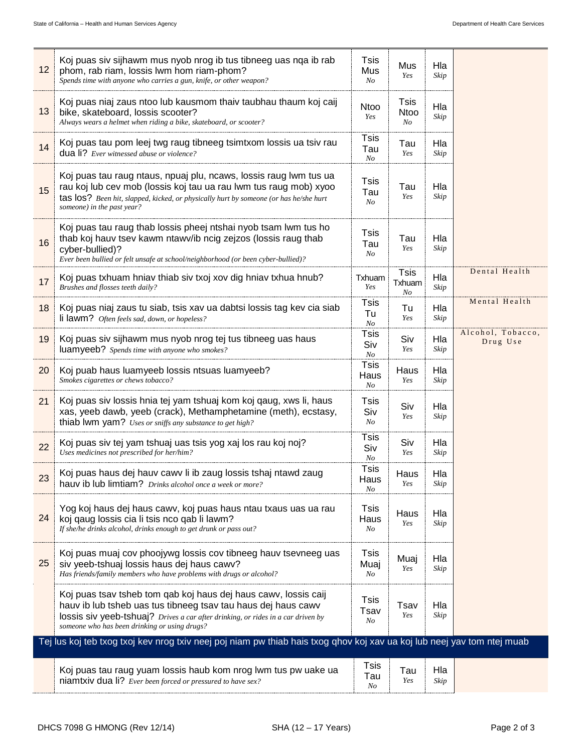| | | | | | |
|---|---|---|---|---|---|
| 12 | Koj puas siv sijhawm mus nyob nrog ib tus tibneeg uas nqa ib rab phom, rab riam, lossis lwm hom riam-phom? *Spends time with anyone who carries a gun, knife, or other weapon?* | Tsis Mus *No* | Mus *Yes* | Hla *Skip* | |
| 13 | Koj puas niaj zaus ntoo lub kausmom thaiv taubhau thaum koj caij bike, skateboard, lossis scooter? *Always wears a helmet when riding a bike, skateboard, or scooter?* | Ntoo *Yes* | Tsis Ntoo *No* | Hla *Skip* | |
| 14 | Koj puas tau pom leej twg raug tibneeg tsimtxom lossis ua tsiv rau dua li? *Ever witnessed abuse or violence?* | Tsis Tau *No* | Tau *Yes* | Hla *Skip* | |
| 15 | Koj puas tau raug ntaus, npuaj plu, ncaws, lossis raug lwm tus ua rau koj lub cev mob (lossis koj tau ua rau lwm tus raug mob) xyoo tas los? *Been hit, slapped, kicked, or physically hurt by someone (or has he/she hurt someone) in the past year?* | Tsis Tau *No* | Tau *Yes* | Hla *Skip* | |
| 16 | Koj puas tau raug thab lossis pheej ntshai nyob tsam lwm tus ho thab koj hauv tsev kawm ntawv/ib ncig zejzos (lossis raug thab cyber-bullied)? *Ever been bullied or felt unsafe at school/neighborhood (or been cyber-bullied)?* | Tsis Tau *No* | Tau *Yes* | Hla *Skip* | |
| 17 | Koj puas txhuam hniav thiab siv txoj xov dig hniav txhua hnub? *Brushes and flosses teeth daily?* | Txhuam *Yes* | Tsis Txhuam *No* | Hla *Skip* | Dental Health |
| 18 | Koj puas niaj zaus tu siab, tsis xav ua dabtsi lossis tag kev cia siab li lawm? *Often feels sad, down, or hopeless?* | Tsis Tu *No* | Tu *Yes* | Hla *Skip* | Mental Health |
| 19 | Koj puas siv sijhawm mus nyob nrog tej tus tibneeg uas haus luamyeeb? *Spends time with anyone who smokes?* | Tsis Siv *No* | Siv *Yes* | Hla *Skip* | Alcohol, Tobacco, Drug Use |
| 20 | Koj puab haus luamyeeb lossis ntsuas luamyeeb? *Smokes cigarettes or chews tobacco?* | Tsis Haus *No* | Haus *Yes* | Hla *Skip* | |
| 21 | Koj puas siv lossis hnia tej yam tshuaj kom koj qaug, xws li, haus xas, yeeb dawb, yeeb (crack), Methamphetamine (meth), ecstasy, thiab lwm yam? *Uses or sniffs any substance to get high?* | Tsis Siv *No* | Siv *Yes* | Hla *Skip* | |
| 22 | Koj puas siv tej yam tshuaj uas tsis yog xaj los rau koj noj? *Uses medicines not prescribed for her/him?* | Tsis Siv *No* | Siv *Yes* | Hla *Skip* | |
| 23 | Koj puas haus dej hauv cawv li ib zaug lossis tshaj ntawd zaug hauv ib lub limtiam? *Drinks alcohol once a week or more?* | Tsis Haus *No* | Haus *Yes* | Hla *Skip* | |
| 24 | Yog koj haus dej haus cawv, koj puas haus ntau txaus uas ua rau koj qaug lossis cia li tsis nco qab li lawm? *If she/he drinks alcohol, drinks enough to get drunk or pass out?* | Tsis Haus *No* | Haus *Yes* | Hla *Skip* | |
| 25 | Koj puas muaj cov phoojywg lossis cov tibneeg hauv tsevneeg uas siv yeeb-tshuaj lossis haus dej haus cawv? *Has friends/family members who have problems with drugs or alcohol?* | Tsis Muaj *No* | Muaj *Yes* | Hla *Skip* | |
| | Koj puas tsav tsheb tom qab koj haus dej haus cawv, lossis caij hauv ib lub tsheb uas tus tibneeg tsav tau haus dej haus cawv lossis siv yeeb-tshuaj? *Drives a car after drinking, or rides in a car driven by someone who has been drinking or using drugs?* | Tsis Tsav *No* | Tsav *Yes* | Hla *Skip* | |

**Tej lus koj teb txog txoj kev nrog txiv neej poj niam pw thiab hais txog qhov koj xav ua koj lub neej yav tom ntej muab**

| | | | | | |
|---|---|---|---|---|---|
| | Koj puas tau raug yuam lossis haub kom nrog lwm tus pw uake ua niamtxiv dua li? *Ever been forced or pressured to have sex?* | Tsis Tau *No* | Tau *Yes* | Hla *Skip* | |

DHCS 7098 G HMONG (Rev 12/14) SHA (12 – 17 Years)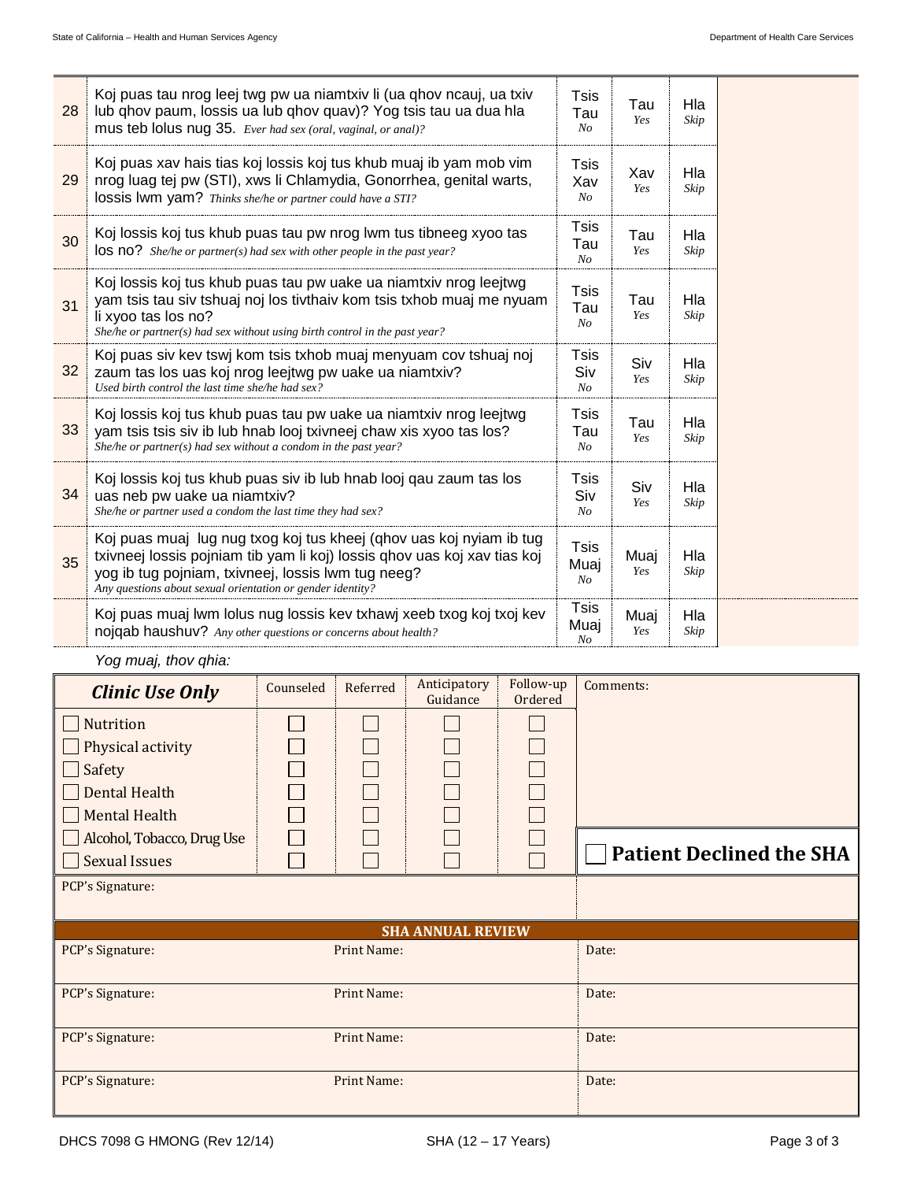| | | | | |
|---|---|---|---|---|
| 28 | Koj puas tau nrog leej twg pw ua niamtxiv li (ua qhov ncauj, ua txiv lub qhov paum, lossis ua lub qhov quav)? Yog tsis tau ua dua hla mus teb lolus nug 35. *Ever had sex (oral, vaginal, or anal)?* | Tsis Tau *No* | Tau *Yes* | Hla *Skip* |
| 29 | Koj puas xav hais tias koj lossis koj tus khub muaj ib yam mob vim nrog luag tej pw (STI), xws li Chlamydia, Gonorrhea, genital warts, lossis lwm yam? *Thinks she/he or partner could have a STI?* | Tsis Xav *No* | Xav *Yes* | Hla *Skip* |
| 30 | Koj lossis koj tus khub puas tau pw nrog lwm tus tibneeg xyoo tas los no? *She/he or partner(s) had sex with other people in the past year?* | Tsis Tau *No* | Tau *Yes* | Hla *Skip* |
| 31 | Koj lossis koj tus khub puas tau pw uake ua niamtxiv nrog leejtwg yam tsis tau siv tshuaj noj los tivthaiv kom tsis txhob muaj me nyuam li xyoo tas los no? *She/he or partner(s) had sex without using birth control in the past year?* | Tsis Tau *No* | Tau *Yes* | Hla *Skip* |
| 32 | Koj puas siv kev tswj kom tsis txhob muaj menyuam cov tshuaj noj zaum tas los uas koj nrog leejtwg pw uake ua niamtxiv? *Used birth control the last time she/he had sex?* | Tsis Siv *No* | Siv *Yes* | Hla *Skip* |
| 33 | Koj lossis koj tus khub puas tau pw uake ua niamtxiv nrog leejtwg yam tsis tsis siv ib lub hnab looj txivneej chaw xis xyoo tas los? *She/he or partner(s) had sex without a condom in the past year?* | Tsis Tau *No* | Tau *Yes* | Hla *Skip* |
| 34 | Koj lossis koj tus khub puas siv ib lub hnab looj qau zaum tas los uas neb pw uake ua niamtxiv? *She/he or partner used a condom the last time they had sex?* | Tsis Siv *No* | Siv *Yes* | Hla *Skip* |
| 35 | Koj puas muaj lug nug txog koj tus kheej (qhov uas koj nyiam ib tug txivneej lossis pojniam tib yam li koj) lossis qhov uas koj xav tias koj yog ib tug pojniam, txivneej, lossis lwm tug neeg? *Any questions about sexual orientation or gender identity?* | Tsis Muaj *No* | Muaj *Yes* | Hla *Skip* |
| | Koj puas muaj lwm lolus nug lossis kev txhawj xeeb txog koj txoj kev nojqab haushuv? *Any other questions or concerns about health?* | Tsis Muaj *No* | Muaj *Yes* | Hla *Skip* |

*Yog muaj, thov qhia:*

| ***Clinic Use Only*** | Counseled | Referred | Anticipatory Guidance | Follow-up Ordered | Comments: |
|---|---|---|---|---|---|
| ☐ Nutrition | ☐ | ☐ | ☐ | ☐ | |
| ☐ Physical activity | ☐ | ☐ | ☐ | ☐ | |
| ☐ Safety | ☐ | ☐ | ☐ | ☐ | |
| ☐ Dental Health | ☐ | ☐ | ☐ | ☐ | |
| ☐ Mental Health | ☐ | ☐ | ☐ | ☐ | |
| ☐ Alcohol, Tobacco, Drug Use | ☐ | ☐ | ☐ | ☐ | ☐ **Patient Declined the SHA** |
| ☐ Sexual Issues | ☐ | ☐ | ☐ | ☐ | |
| PCP's Signature: | | | | | |

**SHA ANNUAL REVIEW**

| | | |
|---|---|---|
| PCP's Signature: | Print Name: | Date: |
| PCP's Signature: | Print Name: | Date: |
| PCP's Signature: | Print Name: | Date: |
| PCP's Signature: | Print Name: | Date: |

DHCS 7098 G HMONG (Rev 12/14) SHA (12 – 17 Years)